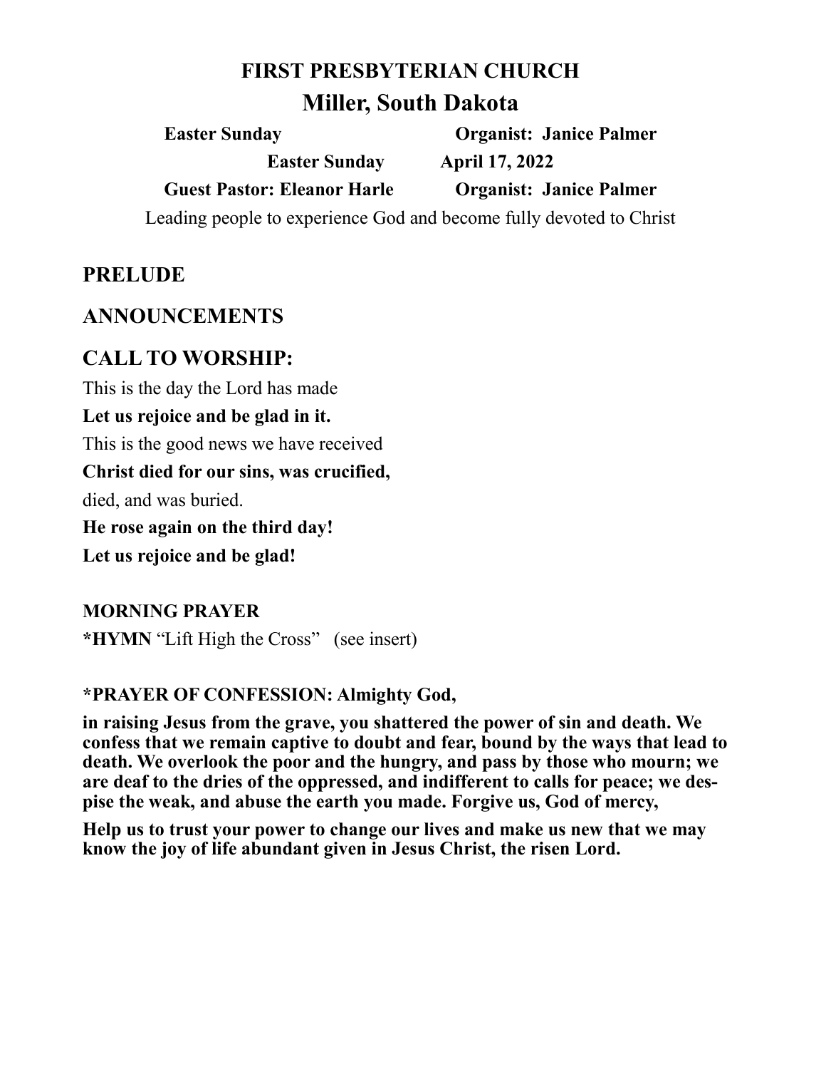# FIRST PRESBYTERIAN CHURCH

## Miller, South Dakota

**Easter Sunday** **Organist: Janice Palmer**

**Easter Sunday** **April 17, 2022**

**Guest Pastor: Eleanor Harle** **Organist: Janice Palmer**

Leading people to experience God and become fully devoted to Christ

## PRELUDE

## ANNOUNCEMENTS

## CALL TO WORSHIP:

This is the day the Lord has made

**Let us rejoice and be glad in it.**

This is the good news we have received

**Christ died for our sins, was crucified,**

died, and was buried.

**He rose again on the third day!**

**Let us rejoice and be glad!**

**MORNING PRAYER**

***HYMN** "Lift High the Cross" (see insert)

**\*PRAYER OF CONFESSION: Almighty God,**

**in raising Jesus from the grave, you shattered the power of sin and death. We confess that we remain captive to doubt and fear, bound by the ways that lead to death. We overlook the poor and the hungry, and pass by those who mourn; we are deaf to the dries of the oppressed, and indifferent to calls for peace; we despise the weak, and abuse the earth you made. Forgive us, God of mercy,**

**Help us to trust your power to change our lives and make us new that we may know the joy of life abundant given in Jesus Christ, the risen Lord.**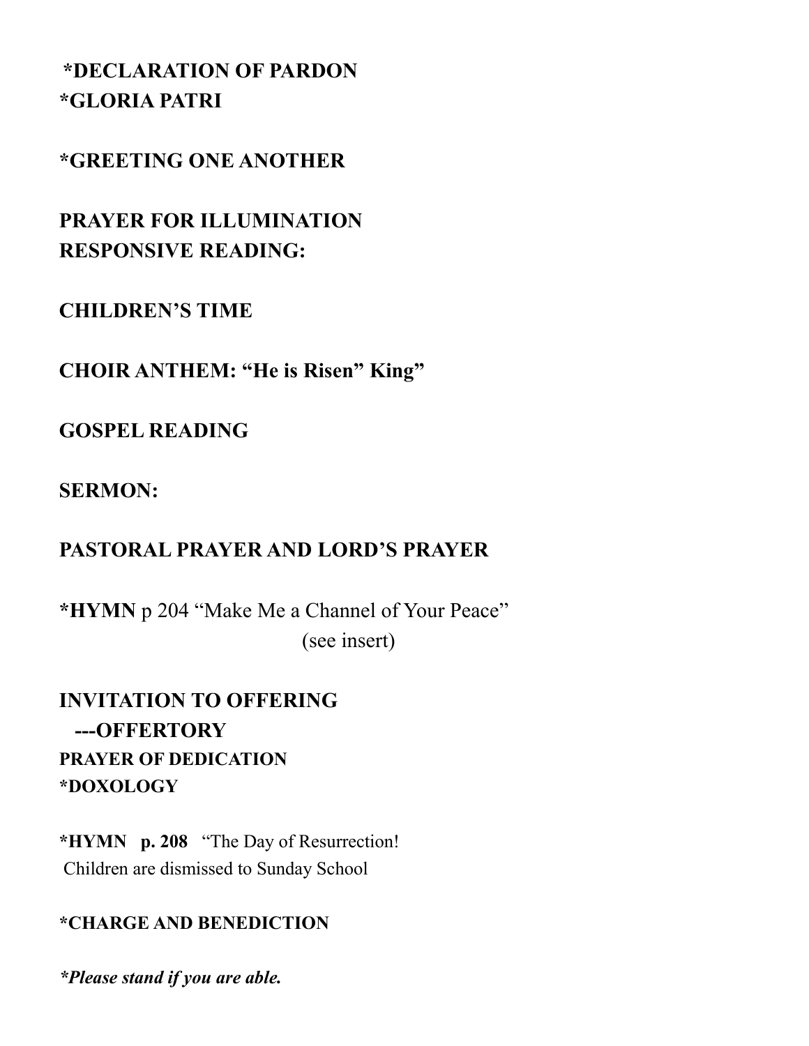**\*DECLARATION OF PARDON**
**\*GLORIA PATRI**

**\*GREETING ONE ANOTHER**

**PRAYER FOR ILLUMINATION**
**RESPONSIVE READING:**

**CHILDREN'S TIME**

**CHOIR ANTHEM: "He is Risen" King"**

**GOSPEL READING**

**SERMON:**

**PASTORAL PRAYER AND LORD'S PRAYER**

**\*HYMN** p 204 "Make Me a Channel of Your Peace"
(see insert)

**INVITATION TO OFFERING**
**---OFFERTORY**
**PRAYER OF DEDICATION**
**\*DOXOLOGY**

**\*HYMN p. 208** "The Day of Resurrection!
Children are dismissed to Sunday School

**\*CHARGE AND BENEDICTION**

***Please stand if you are able.***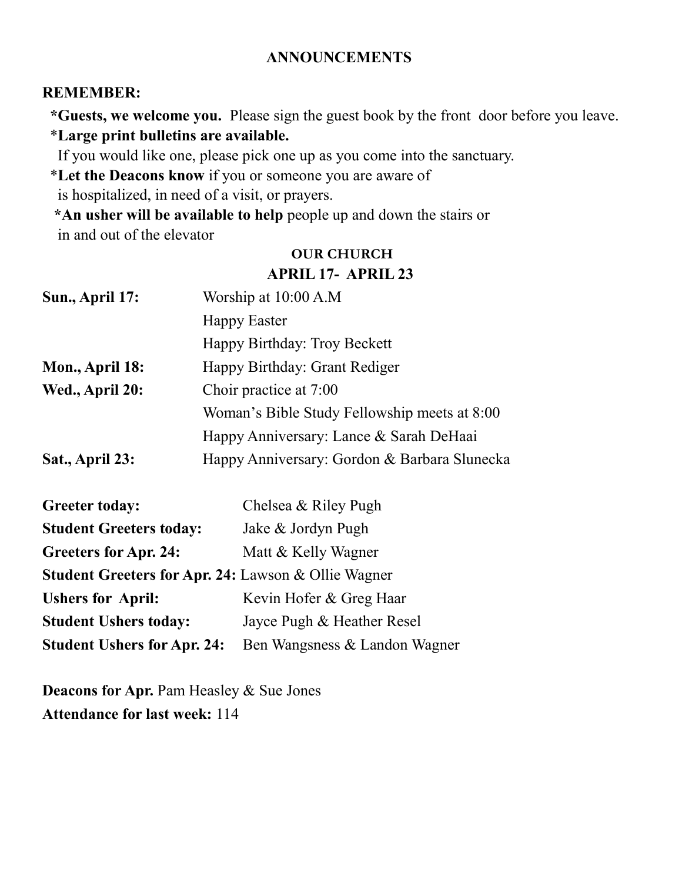## ANNOUNCEMENTS

**REMEMBER:**

**\*Guests, we welcome you.** Please sign the guest book by the front door before you leave.

\***Large print bulletins are available.**
If you would like one, please pick one up as you come into the sanctuary.

\***Let the Deacons know** if you or someone you are aware of
is hospitalized, in need of a visit, or prayers.

**\*An usher will be available to help** people up and down the stairs or
in and out of the elevator

### OUR CHURCH
### APRIL 17- APRIL 23

| | |
|---|---|
| **Sun., April 17:** | Worship at 10:00 A.M |
| | Happy Easter |
| | Happy Birthday: Troy Beckett |
| **Mon., April 18:** | Happy Birthday: Grant Rediger |
| **Wed., April 20:** | Choir practice at 7:00 |
| | Woman's Bible Study Fellowship meets at 8:00 |
| | Happy Anniversary: Lance & Sarah DeHaai |
| **Sat., April 23:** | Happy Anniversary: Gordon & Barbara Slunecka |

**Greeter today:** Chelsea & Riley Pugh
**Student Greeters today:** Jake & Jordyn Pugh
**Greeters for Apr. 24:** Matt & Kelly Wagner
**Student Greeters for Apr. 24:** Lawson & Ollie Wagner
**Ushers for April:** Kevin Hofer & Greg Haar
**Student Ushers today:** Jayce Pugh & Heather Resel
**Student Ushers for Apr. 24:** Ben Wangsness & Landon Wagner

**Deacons for Apr.** Pam Heasley & Sue Jones
**Attendance for last week:** 114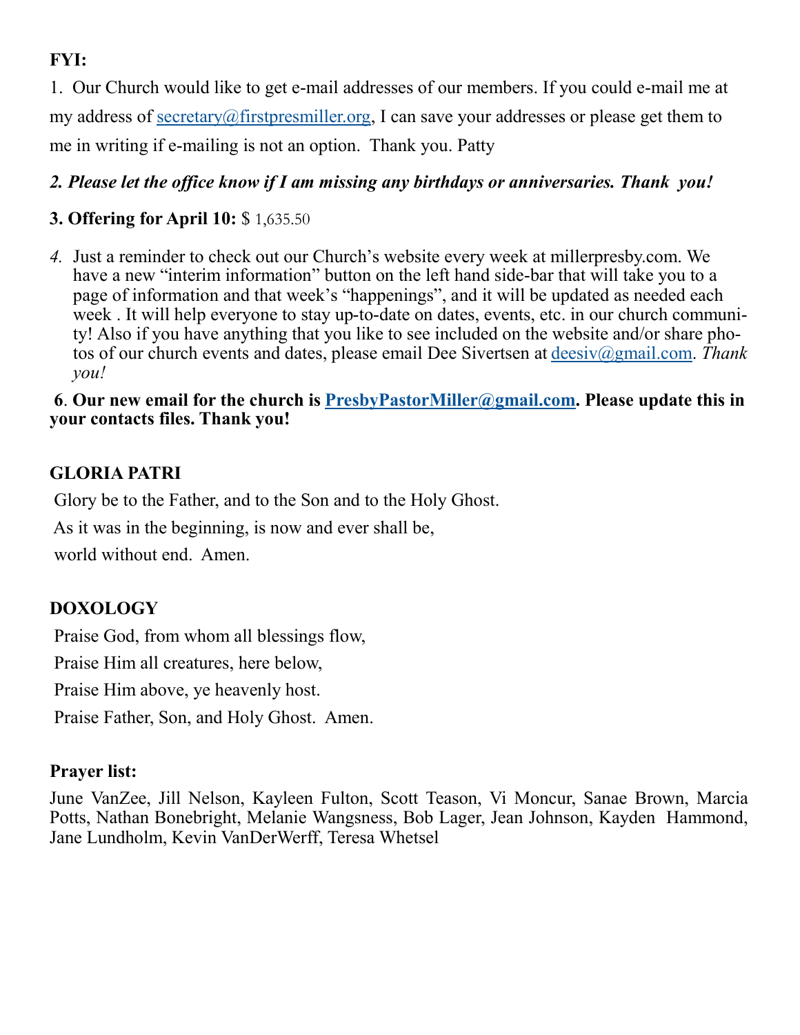**FYI:**

1. Our Church would like to get e-mail addresses of our members. If you could e-mail me at my address of secretary@firstpresmiller.org, I can save your addresses or please get them to me in writing if e-mailing is not an option. Thank you. Patty

***2. Please let the office know if I am missing any birthdays or anniversaries. Thank you!***

**3. Offering for April 10:** $ 1,635.50

*4.* Just a reminder to check out our Church's website every week at millerpresby.com. We have a new "interim information" button on the left hand side-bar that will take you to a page of information and that week's "happenings", and it will be updated as needed each week . It will help everyone to stay up-to-date on dates, events, etc. in our church community! Also if you have anything that you like to see included on the website and/or share photos of our church events and dates, please email Dee Sivertsen at deesiv@gmail.com. *Thank you!*

**6. Our new email for the church is PresbyPastorMiller@gmail.com. Please update this in your contacts files. Thank you!**

**GLORIA PATRI**

Glory be to the Father, and to the Son and to the Holy Ghost.
As it was in the beginning, is now and ever shall be,
world without end. Amen.

**DOXOLOGY**

Praise God, from whom all blessings flow,
Praise Him all creatures, here below,
Praise Him above, ye heavenly host.
Praise Father, Son, and Holy Ghost. Amen.

**Prayer list:**

June VanZee, Jill Nelson, Kayleen Fulton, Scott Teason, Vi Moncur, Sanae Brown, Marcia Potts, Nathan Bonebright, Melanie Wangsness, Bob Lager, Jean Johnson, Kayden Hammond, Jane Lundholm, Kevin VanDerWerff, Teresa Whetsel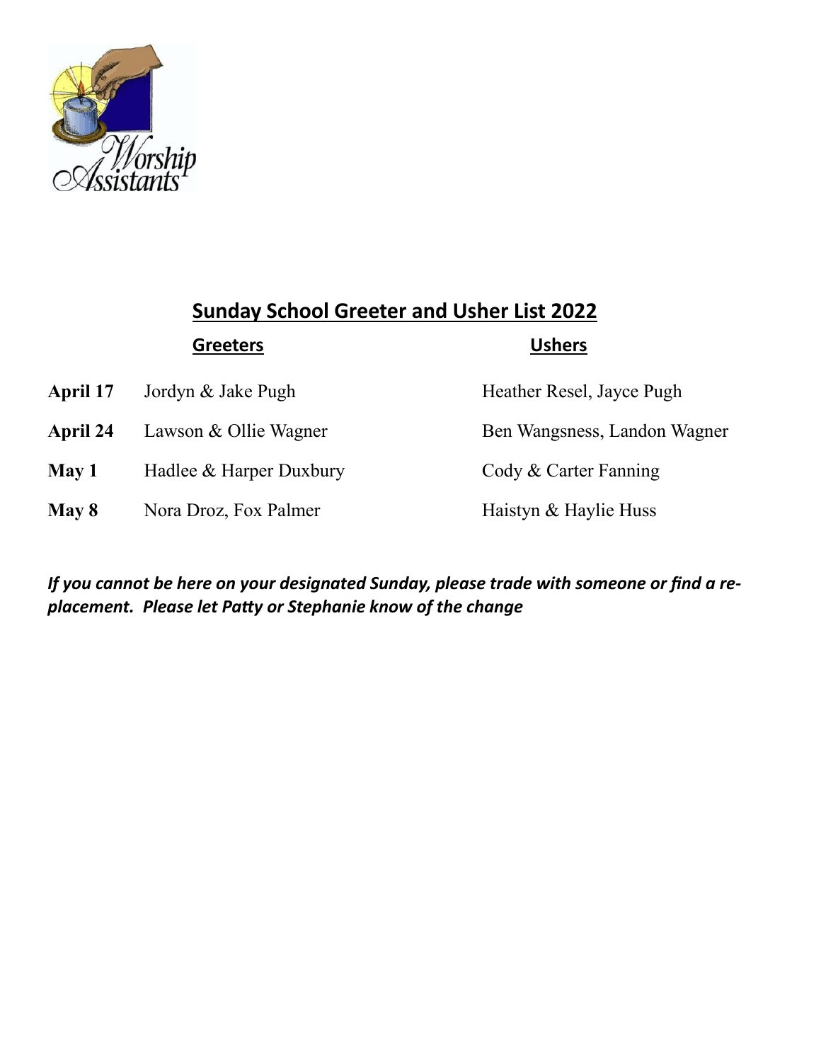## Sunday School Greeter and Usher List 2022

| | Greeters | Ushers |
|---|---|---|
| **April 17** | Jordyn & Jake Pugh | Heather Resel, Jayce Pugh |
| **April 24** | Lawson & Ollie Wagner | Ben Wangsness, Landon Wagner |
| **May 1** | Hadlee & Harper Duxbury | Cody & Carter Fanning |
| **May 8** | Nora Droz, Fox Palmer | Haistyn & Haylie Huss |

***If you cannot be here on your designated Sunday, please trade with someone or find a replacement. Please let Patty or Stephanie know of the change***